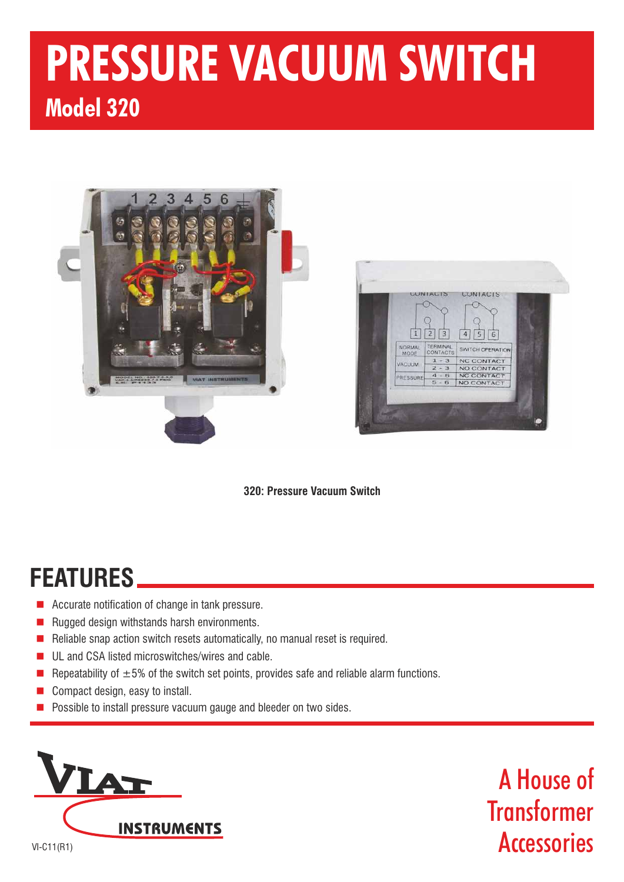# PRESSURE VACUUM SWITCH

## Model 320

320: Pressure Vacuum Switch

## FEATURES

- Accurate notification of change in tank pressure.
- Rugged design withstands harsh environments.
- Reliable snap action switch resets automatically, no manual reset is required.
- UL and CSA listed microswitches/wires and cable.
- Repeatability of ±5% of the switch set points, provides safe and reliable alarm functions.
- Compact design, easy to install.
- Possible to install pressure vacuum gauge and bleeder on two sides.

VIAT INSTRUMENTS

VI-C11(R1)

A House of Transformer Accessories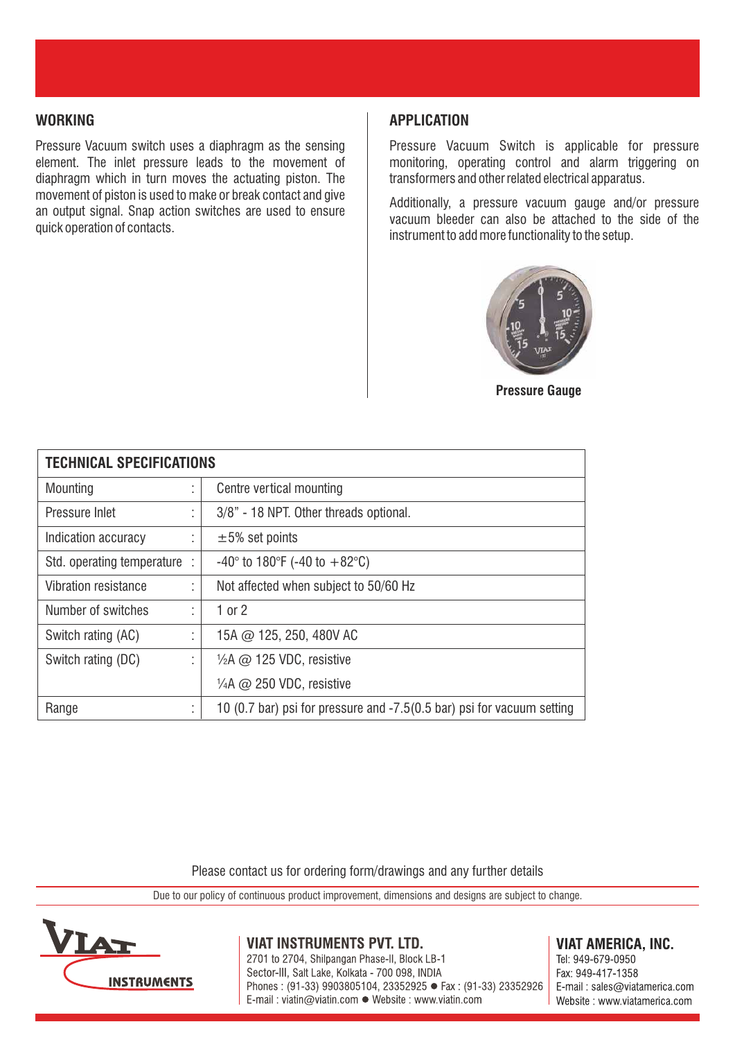## WORKING

Pressure Vacuum switch uses a diaphragm as the sensing element. The inlet pressure leads to the movement of diaphragm which in turn moves the actuating piston. The movement of piston is used to make or break contact and give an output signal. Snap action switches are used to ensure quick operation of contacts.

## APPLICATION

Pressure Vacuum Switch is applicable for pressure monitoring, operating control and alarm triggering on transformers and other related electrical apparatus.

Additionally, a pressure vacuum gauge and/or pressure vacuum bleeder can also be attached to the side of the instrument to add more functionality to the setup.

**Pressure Gauge**

| TECHNICAL SPECIFICATIONS | | |
|---|---|---|
| Mounting | : | Centre vertical mounting |
| Pressure Inlet | : | 3/8" - 18 NPT. Other threads optional. |
| Indication accuracy | : | ±5% set points |
| Std. operating temperature | : | -40° to 180°F (-40 to +82°C) |
| Vibration resistance | : | Not affected when subject to 50/60 Hz |
| Number of switches | : | 1 or 2 |
| Switch rating (AC) | : | 15A @ 125, 250, 480V AC |
| Switch rating (DC) | : | ½A @ 125 VDC, resistive |
| | | ¼A @ 250 VDC, resistive |
| Range | : | 10 (0.7 bar) psi for pressure and -7.5(0.5 bar) psi for vacuum setting |

Please contact us for ordering form/drawings and any further details

Due to our policy of continuous product improvement, dimensions and designs are subject to change.

VIAT INSTRUMENTS

**VIAT INSTRUMENTS PVT. LTD.**
2701 to 2704, Shilpangan Phase-II, Block LB-1
Sector-III, Salt Lake, Kolkata - 700 098, INDIA
Phones : (91-33) 9903805104, 23352925 ● Fax : (91-33) 23352926
E-mail : viatin@viatin.com ● Website : www.viatin.com

**VIAT AMERICA, INC.**
Tel: 949-679-0950
Fax: 949-417-1358
E-mail : sales@viatamerica.com
Website : www.viatamerica.com